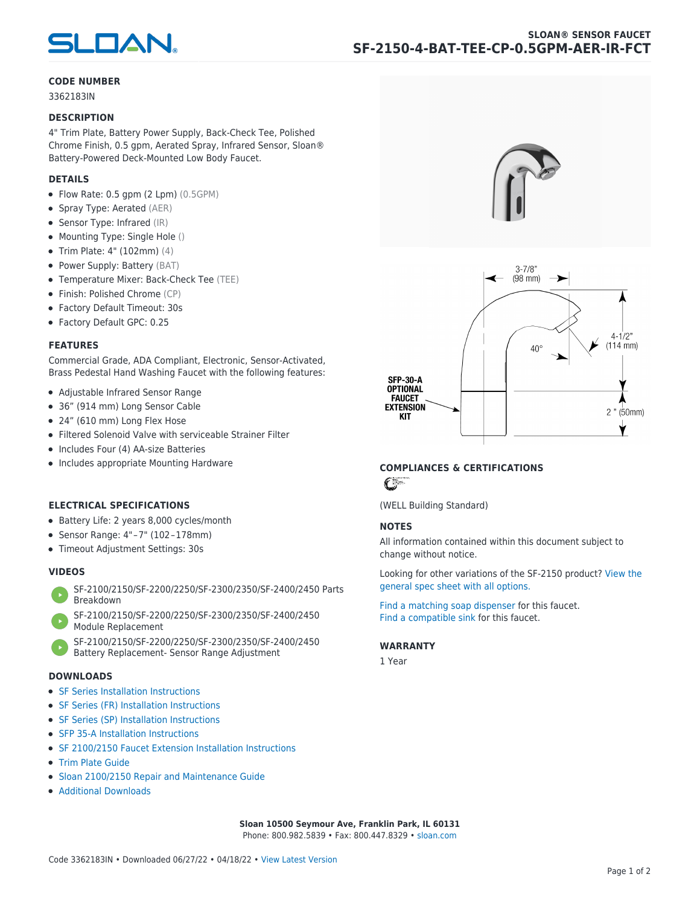SLOAN® SENSOR FAUCET

# SF-2150-4-BAT-TEE-CP-0.5GPM-AER-IR-FCT

## CODE NUMBER

3362183IN

## DESCRIPTION

4" Trim Plate, Battery Power Supply, Back-Check Tee, Polished Chrome Finish, 0.5 gpm, Aerated Spray, Infrared Sensor, Sloan® Battery-Powered Deck-Mounted Low Body Faucet.

## DETAILS

- Flow Rate: 0.5 gpm (2 Lpm) (0.5GPM)
- Spray Type: Aerated (AER)
- Sensor Type: Infrared (IR)
- Mounting Type: Single Hole ()
- Trim Plate: 4" (102mm) (4)
- Power Supply: Battery (BAT)
- Temperature Mixer: Back-Check Tee (TEE)
- Finish: Polished Chrome (CP)
- Factory Default Timeout: 30s
- Factory Default GPC: 0.25

## FEATURES

Commercial Grade, ADA Compliant, Electronic, Sensor-Activated, Brass Pedestal Hand Washing Faucet with the following features:

- Adjustable Infrared Sensor Range
- 36" (914 mm) Long Sensor Cable
- 24" (610 mm) Long Flex Hose
- Filtered Solenoid Valve with serviceable Strainer Filter
- Includes Four (4) AA-size Batteries
- Includes appropriate Mounting Hardware

## ELECTRICAL SPECIFICATIONS

- Battery Life: 2 years 8,000 cycles/month
- Sensor Range: 4"–7" (102–178mm)
- Timeout Adjustment Settings: 30s

## VIDEOS

- SF-2100/2150/SF-2200/2250/SF-2300/2350/SF-2400/2450 Parts Breakdown
- SF-2100/2150/SF-2200/2250/SF-2300/2350/SF-2400/2450 Module Replacement
- SF-2100/2150/SF-2200/2250/SF-2300/2350/SF-2400/2450 Battery Replacement- Sensor Range Adjustment

## DOWNLOADS

- SF Series Installation Instructions
- SF Series (FR) Installation Instructions
- SF Series (SP) Installation Instructions
- SFP 35-A Installation Instructions
- SF 2100/2150 Faucet Extension Installation Instructions
- Trim Plate Guide
- Sloan 2100/2150 Repair and Maintenance Guide
- Additional Downloads

3-7/8" (98 mm)

4-1/2" (114 mm)

40°

2" (50mm)

SFP-30-A OPTIONAL FAUCET EXTENSION KIT

## COMPLIANCES & CERTIFICATIONS

(WELL Building Standard)

## NOTES

All information contained within this document subject to change without notice.

Looking for other variations of the SF-2150 product? View the general spec sheet with all options.

Find a matching soap dispenser for this faucet.
Find a compatible sink for this faucet.

## WARRANTY

1 Year

**Sloan 10500 Seymour Ave, Franklin Park, IL 60131**
Phone: 800.982.5839 • Fax: 800.447.8329 • sloan.com

Code 3362183IN • Downloaded 06/27/22 • 04/18/22 • View Latest Version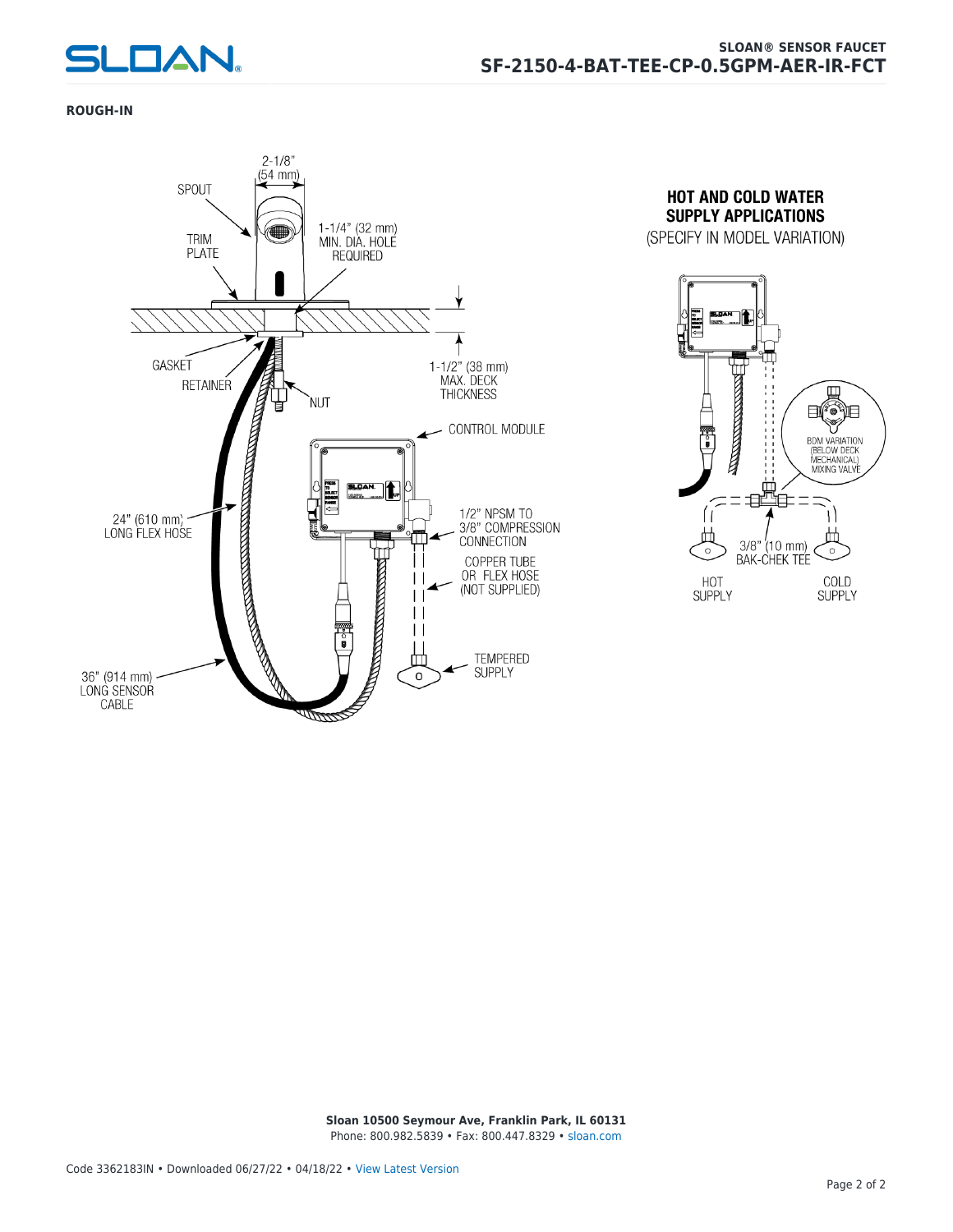**ROUGH-IN**

2-1/8"
(54 mm)

SPOUT

TRIM
PLATE

1-1/4" (32 mm)
MIN. DIA. HOLE
REQUIRED

GASKET

RETAINER

NUT

1-1/2" (38 mm)
MAX. DECK
THICKNESS

CONTROL MODULE

24" (610 mm)
LONG FLEX HOSE

1/2" NPSM TO
3/8" COMPRESSION
CONNECTION

COPPER TUBE
OR FLEX HOSE
(NOT SUPPLIED)

TEMPERED
SUPPLY

36" (914 mm)
LONG SENSOR
CABLE

**HOT AND COLD WATER SUPPLY APPLICATIONS**

(SPECIFY IN MODEL VARIATION)

BDM VARIATION
(BELOW DECK
MECHANICAL)
MIXING VALVE

3/8" (10 mm)
BAK-CHEK TEE

HOT
SUPPLY

COLD
SUPPLY